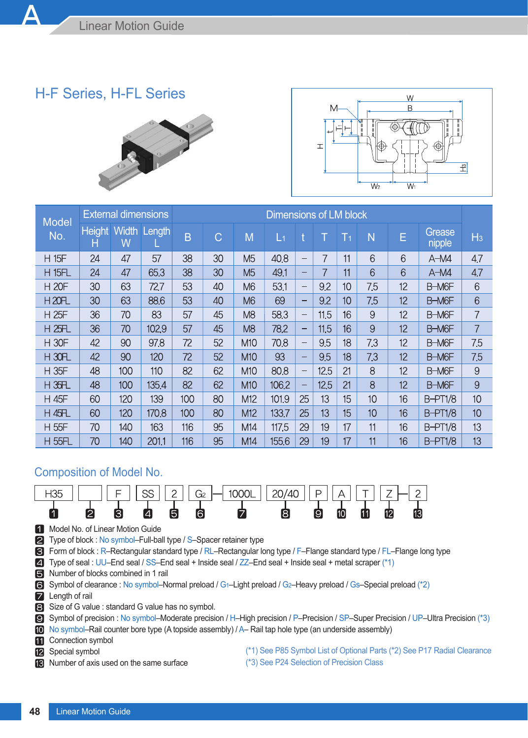# H-F Series, H-FL Series

| Model No. | External dimensions | | | Dimensions of LM block | | | | | | | | | | $H_3$ |
|---|---|---|---|---|---|---|---|---|---|---|---|---|---|---|
| | Height H | Width W | Length L | B | C | M | $L_1$ | t | T | $T_1$ | N | E | Grease nipple | |
| H 15F | 24 | 47 | 57 | 38 | 30 | M5 | 40.8 | – | 7 | 11 | 6 | 6 | A-M4 | 4.7 |
| H 15FL | 24 | 47 | 65.3 | 38 | 30 | M5 | 49.1 | – | 7 | 11 | 6 | 6 | A-M4 | 4.7 |
| H 20F | 30 | 63 | 72.7 | 53 | 40 | M6 | 53.1 | – | 9.2 | 10 | 7.5 | 12 | B-M6F | 6 |
| H 20FL | 30 | 63 | 88.6 | 53 | 40 | M6 | 69 | – | 9.2 | 10 | 7.5 | 12 | B-M6F | 6 |
| H 25F | 36 | 70 | 83 | 57 | 45 | M8 | 58.3 | – | 11.5 | 16 | 9 | 12 | B-M6F | 7 |
| H 25FL | 36 | 70 | 102.9 | 57 | 45 | M8 | 78.2 | – | 11.5 | 16 | 9 | 12 | B-M6F | 7 |
| H 30F | 42 | 90 | 97.8 | 72 | 52 | M10 | 70.8 | – | 9.5 | 18 | 7.3 | 12 | B-M6F | 7.5 |
| H 30FL | 42 | 90 | 120 | 72 | 52 | M10 | 93 | – | 9.5 | 18 | 7.3 | 12 | B-M6F | 7.5 |
| H 35F | 48 | 100 | 110 | 82 | 62 | M10 | 80.8 | – | 12.5 | 21 | 8 | 12 | B-M6F | 9 |
| H 35FL | 48 | 100 | 135.4 | 82 | 62 | M10 | 106.2 | – | 12.5 | 21 | 8 | 12 | B-M6F | 9 |
| H 45F | 60 | 120 | 139 | 100 | 80 | M12 | 101.9 | 25 | 13 | 15 | 10 | 16 | B-PT1/8 | 10 |
| H 45FL | 60 | 120 | 170.8 | 100 | 80 | M12 | 133.7 | 25 | 13 | 15 | 10 | 16 | B-PT1/8 | 10 |
| H 55F | 70 | 140 | 163 | 116 | 95 | M14 | 117.5 | 29 | 19 | 17 | 11 | 16 | B-PT1/8 | 13 |
| H 55FL | 70 | 140 | 201.1 | 116 | 95 | M14 | 155.6 | 29 | 19 | 17 | 11 | 16 | B-PT1/8 | 13 |

## Composition of Model No.

H35 [1] &nbsp; [2] &nbsp; F [3] &nbsp; SS [4] &nbsp; 2 [5] &nbsp; $G_2$ [6] – 1000L [7] &nbsp; 20/40 [8] &nbsp; P [9] &nbsp; A [10] &nbsp; T [11] &nbsp; Z [12] – 2 [13]

1. Model No. of Linear Motion Guide
2. Type of block : No symbol–Full-ball type / S–Spacer retainer type
3. Form of block : R–Rectangular standard type / RL–Rectangular long type / F–Flange standard type / FL–Flange long type
4. Type of seal : UU–End seal / SS–End seal + Inside seal / ZZ–End seal + Inside seal + metal scraper (*1)
5. Number of blocks combined in 1 rail
6. Symbol of clearance : No symbol–Normal preload / $G_1$–Light preload / $G_2$–Heavy preload / Gs–Special preload (*2)
7. Length of rail
8. Size of G value : standard G value has no symbol.
9. Symbol of precision : No symbol–Moderate precision / H–High precision / P–Precision / SP–Super Precision / UP–Ultra Precision (*3)
10. No symbol–Rail counter bore type (A topside assembly) / A– Rail tap hole type (an underside assembly)
11. Connection symbol
12. Special symbol
13. Number of axis used on the same surface

(*1) See P85 Symbol List of Optional Parts (*2) See P17 Radial Clearance
(*3) See P24 Selection of Precision Class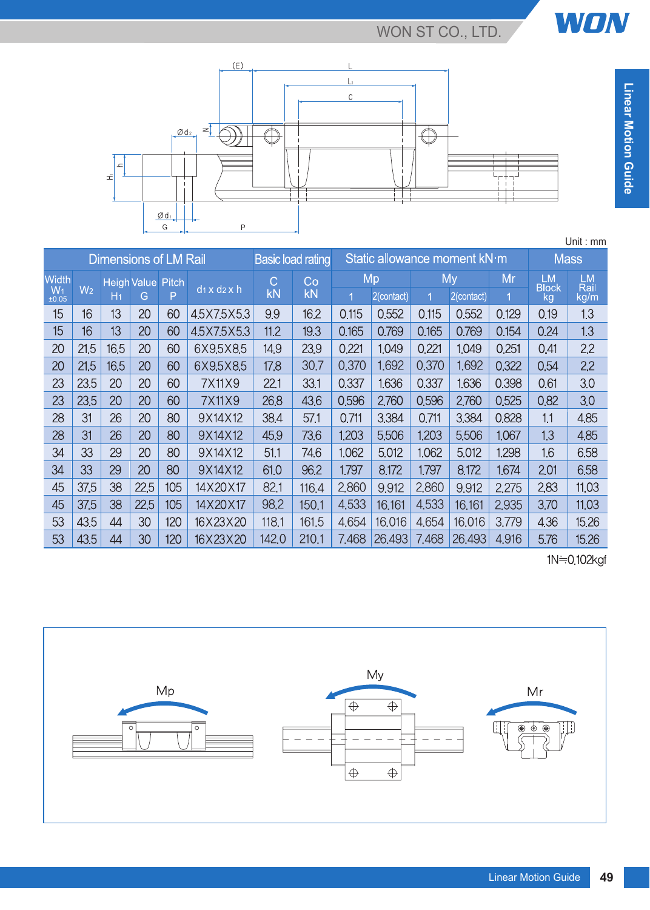Unit : mm

| Dimensions of LM Rail | | | | | | Basic load rating | | Static allowance moment kN·m | | | | | Mass | |
|---|---|---|---|---|---|---|---|---|---|---|---|---|---|---|
| Width $W_1$ ±0.05 | $W_2$ | Heigh $H_1$ | Value G | Pitch P | $d_1$ x $d_2$ x h | C kN | Co kN | Mp | | My | | Mr | LM Block kg | LM Rail kg/m |
| | | | | | | | | 1 | 2(contact) | 1 | 2(contact) | 1 | | |
| 15 | 16 | 13 | 20 | 60 | 4.5X7.5X5.3 | 9.9 | 16.2 | 0.115 | 0.552 | 0.115 | 0.552 | 0.129 | 0.19 | 1.3 |
| 15 | 16 | 13 | 20 | 60 | 4.5X7.5X5.3 | 11.2 | 19.3 | 0.165 | 0.769 | 0.165 | 0.769 | 0.154 | 0.24 | 1.3 |
| 20 | 21.5 | 16.5 | 20 | 60 | 6X9.5X8.5 | 14.9 | 23.9 | 0.221 | 1.049 | 0.221 | 1.049 | 0.251 | 0.41 | 2.2 |
| 20 | 21.5 | 16.5 | 20 | 60 | 6X9.5X8.5 | 17.8 | 30.7 | 0.370 | 1.692 | 0.370 | 1.692 | 0.322 | 0.54 | 2.2 |
| 23 | 23.5 | 20 | 20 | 60 | 7X11X9 | 22.1 | 33.1 | 0.337 | 1.636 | 0.337 | 1.636 | 0.398 | 0.61 | 3.0 |
| 23 | 23.5 | 20 | 20 | 60 | 7X11X9 | 26.8 | 43.6 | 0.596 | 2.760 | 0.596 | 2.760 | 0.525 | 0.82 | 3.0 |
| 28 | 31 | 26 | 20 | 80 | 9X14X12 | 38.4 | 57.1 | 0.711 | 3.384 | 0.711 | 3.384 | 0.828 | 1.1 | 4.85 |
| 28 | 31 | 26 | 20 | 80 | 9X14X12 | 45.9 | 73.6 | 1.203 | 5.506 | 1.203 | 5.506 | 1.067 | 1.3 | 4.85 |
| 34 | 33 | 29 | 20 | 80 | 9X14X12 | 51.1 | 74.6 | 1.062 | 5.012 | 1.062 | 5.012 | 1.298 | 1.6 | 6.58 |
| 34 | 33 | 29 | 20 | 80 | 9X14X12 | 61.0 | 96.2 | 1.797 | 8.172 | 1.797 | 8.172 | 1.674 | 2.01 | 6.58 |
| 45 | 37.5 | 38 | 22.5 | 105 | 14X20X17 | 82.1 | 116.4 | 2.860 | 9.912 | 2.860 | 9.912 | 2.275 | 2.83 | 11.03 |
| 45 | 37.5 | 38 | 22.5 | 105 | 14X20X17 | 98.2 | 150.1 | 4.533 | 16.161 | 4.533 | 16.161 | 2.935 | 3.70 | 11.03 |
| 53 | 43.5 | 44 | 30 | 120 | 16X23X20 | 118.1 | 161.5 | 4.654 | 16.016 | 4.654 | 16.016 | 3.779 | 4.36 | 15.26 |
| 53 | 43.5 | 44 | 30 | 120 | 16X23X20 | 142.0 | 210.1 | 7.468 | 26.493 | 7.468 | 26.493 | 4.916 | 5.76 | 15.26 |

1N≒0.102kgf

Mp

My

Mr